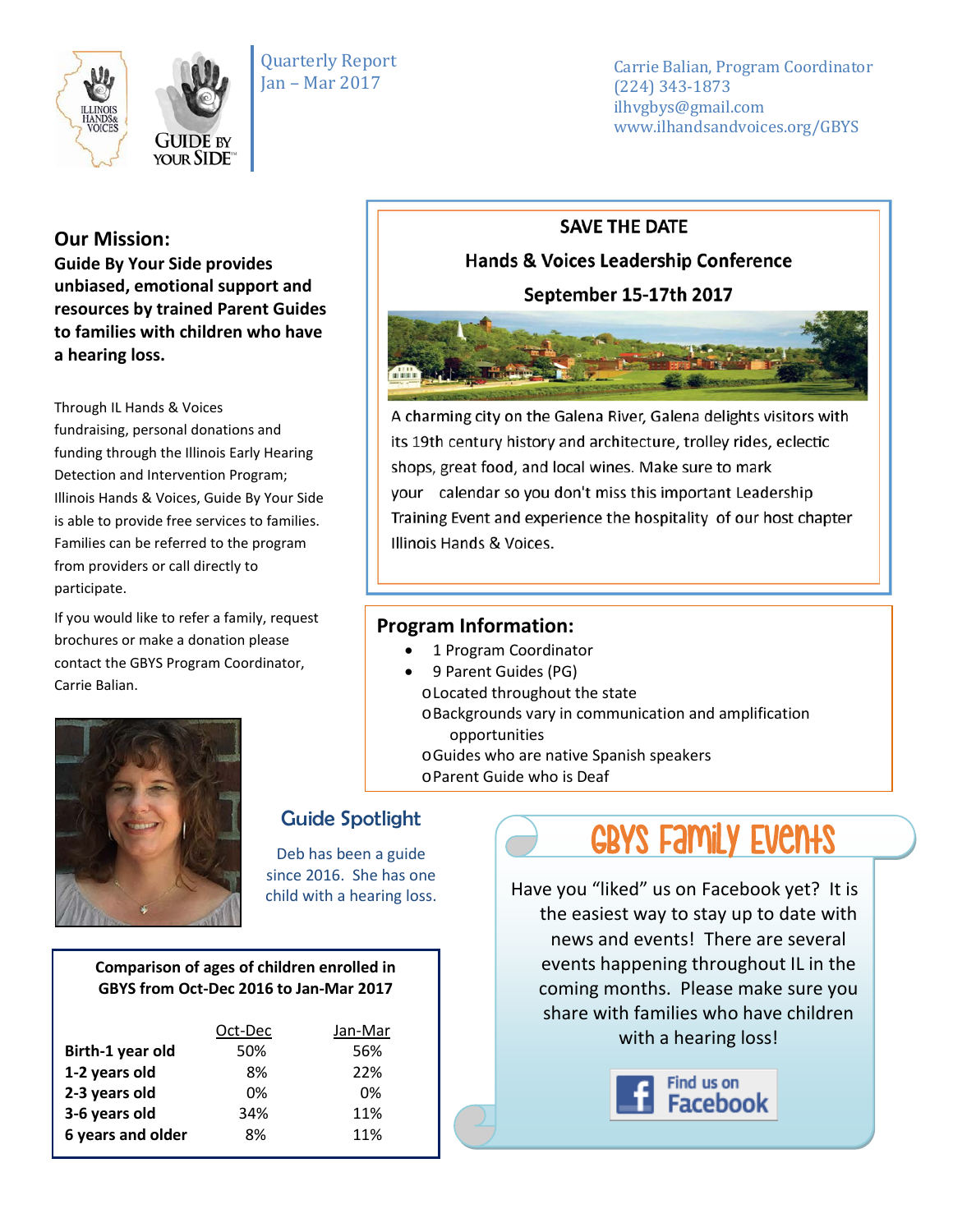Quarterly Report
Jan – Mar 2017

Carrie Balian, Program Coordinator
(224) 343-1873
ilhvgbys@gmail.com
www.ilhandsandvoices.org/GBYS

## Our Mission:

**Guide By Your Side provides unbiased, emotional support and resources by trained Parent Guides to families with children who have a hearing loss.**

Through IL Hands & Voices fundraising, personal donations and funding through the Illinois Early Hearing Detection and Intervention Program; Illinois Hands & Voices, Guide By Your Side is able to provide free services to families. Families can be referred to the program from providers or call directly to participate.

If you would like to refer a family, request brochures or make a donation please contact the GBYS Program Coordinator, Carrie Balian.

### SAVE THE DATE
### Hands & Voices Leadership Conference
### September 15-17th 2017

A charming city on the Galena River, Galena delights visitors with its 19th century history and architecture, trolley rides, eclectic shops, great food, and local wines. Make sure to mark your calendar so you don't miss this important Leadership Training Event and experience the hospitality of our host chapter Illinois Hands & Voices.

## Program Information:

- 1 Program Coordinator
- 9 Parent Guides (PG)
  - Located throughout the state
  - Backgrounds vary in communication and amplification opportunities
  - Guides who are native Spanish speakers
  - Parent Guide who is Deaf

## Guide Spotlight

Deb has been a guide since 2016. She has one child with a hearing loss.

**Comparison of ages of children enrolled in GBYS from Oct-Dec 2016 to Jan-Mar 2017**

| | Oct-Dec | Jan-Mar |
|---|---|---|
| **Birth-1 year old** | 50% | 56% |
| **1-2 years old** | 8% | 22% |
| **2-3 years old** | 0% | 0% |
| **3-6 years old** | 34% | 11% |
| **6 years and older** | 8% | 11% |

## GBYS Family Events

Have you "liked" us on Facebook yet? It is the easiest way to stay up to date with news and events! There are several events happening throughout IL in the coming months. Please make sure you share with families who have children with a hearing loss!

Find us on Facebook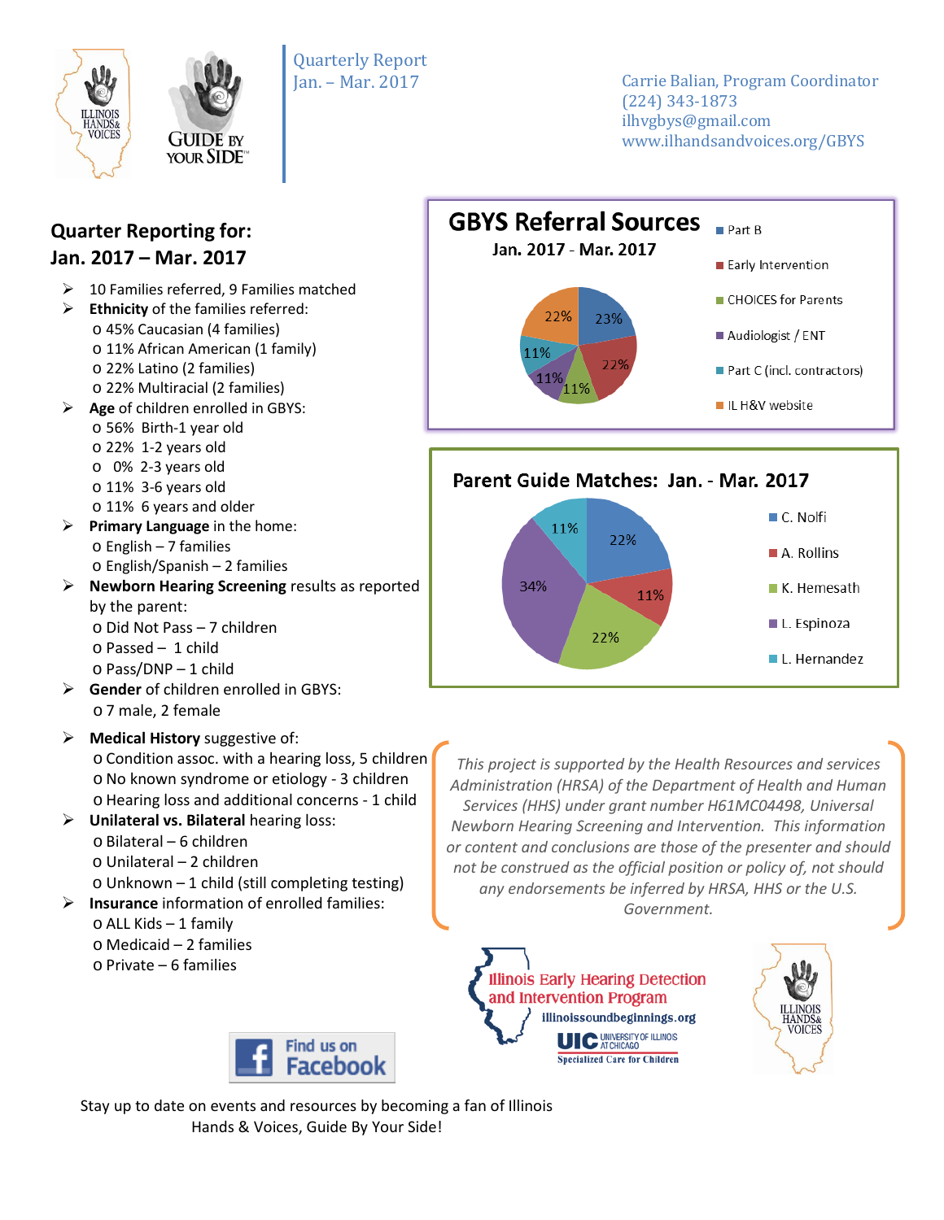Quarterly Report
Jan. – Mar. 2017

Carrie Balian, Program Coordinator
(224) 343-1873
ilhvgbys@gmail.com
www.ilhandsandvoices.org/GBYS

## Quarter Reporting for: Jan. 2017 – Mar. 2017

- 10 Families referred, 9 Families matched
- **Ethnicity** of the families referred:
  - 45% Caucasian (4 families)
  - 11% African American (1 family)
  - 22% Latino (2 families)
  - 22% Multiracial (2 families)
- **Age** of children enrolled in GBYS:
  - 56% Birth-1 year old
  - 22% 1-2 years old
  - 0% 2-3 years old
  - 11% 3-6 years old
  - 11% 6 years and older
- **Primary Language** in the home:
  - English – 7 families
  - English/Spanish – 2 families
- **Newborn Hearing Screening** results as reported by the parent:
  - Did Not Pass – 7 children
  - Passed – 1 child
  - Pass/DNP – 1 child
- **Gender** of children enrolled in GBYS:
  - 7 male, 2 female
- **Medical History** suggestive of:
  - Condition assoc. with a hearing loss, 5 children
  - No known syndrome or etiology - 3 children
  - Hearing loss and additional concerns - 1 child
- **Unilateral vs. Bilateral** hearing loss:
  - Bilateral – 6 children
  - Unilateral – 2 children
  - Unknown – 1 child (still completing testing)
- **Insurance** information of enrolled families:
  - ALL Kids – 1 family
  - Medicaid – 2 families
  - Private – 6 families

## GBYS Referral Sources
Jan. 2017 - Mar. 2017

23%
22%
11%
11%
11%
22%

Part B
Early Intervention
CHOICES for Parents
Audiologist / ENT
Part C (incl. contractors)
IL H&V website

## Parent Guide Matches: Jan. - Mar. 2017

22%
11%
22%
34%
11%

C. Nolfi
A. Rollins
K. Hemesath
L. Espinoza
L. Hernandez

*This project is supported by the Health Resources and services Administration (HRSA) of the Department of Health and Human Services (HHS) under grant number H61MC04498, Universal Newborn Hearing Screening and Intervention. This information or content and conclusions are those of the presenter and should not be construed as the official position or policy of, not should any endorsements be inferred by HRSA, HHS or the U.S. Government.*

Illinois Early Hearing Detection and Intervention Program
illinoissoundbeginnings.org
UIC University of Illinois at Chicago
Specialized Care for Children

Find us on Facebook

Stay up to date on events and resources by becoming a fan of Illinois Hands & Voices, Guide By Your Side!